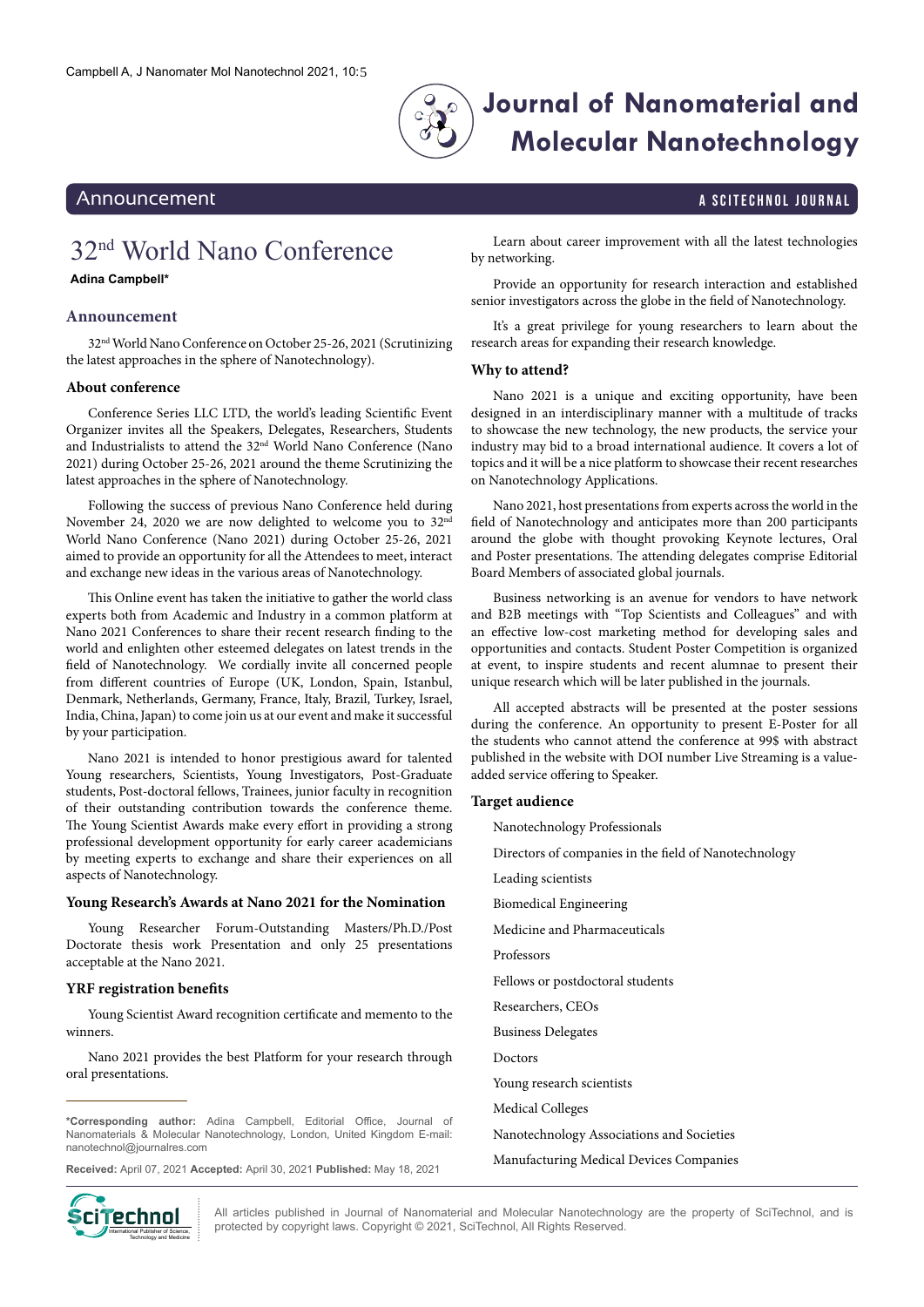Journal of Nanomaterial and Molecular Nanotechnology

Announcement

A SCITECHNOL JOURNAL

# 32nd World Nano Conference

**Adina Campbell***

## Announcement

32nd World Nano Conference on October 25-26, 2021 (Scrutinizing the latest approaches in the sphere of Nanotechnology).

### About conference

Conference Series LLC LTD, the world's leading Scientific Event Organizer invites all the Speakers, Delegates, Researchers, Students and Industrialists to attend the 32nd World Nano Conference (Nano 2021) during October 25-26, 2021 around the theme Scrutinizing the latest approaches in the sphere of Nanotechnology.

Following the success of previous Nano Conference held during November 24, 2020 we are now delighted to welcome you to 32nd World Nano Conference (Nano 2021) during October 25-26, 2021 aimed to provide an opportunity for all the Attendees to meet, interact and exchange new ideas in the various areas of Nanotechnology.

This Online event has taken the initiative to gather the world class experts both from Academic and Industry in a common platform at Nano 2021 Conferences to share their recent research finding to the world and enlighten other esteemed delegates on latest trends in the field of Nanotechnology. We cordially invite all concerned people from different countries of Europe (UK, London, Spain, Istanbul, Denmark, Netherlands, Germany, France, Italy, Brazil, Turkey, Israel, India, China, Japan) to come join us at our event and make it successful by your participation.

Nano 2021 is intended to honor prestigious award for talented Young researchers, Scientists, Young Investigators, Post-Graduate students, Post-doctoral fellows, Trainees, junior faculty in recognition of their outstanding contribution towards the conference theme. The Young Scientist Awards make every effort in providing a strong professional development opportunity for early career academicians by meeting experts to exchange and share their experiences on all aspects of Nanotechnology.

### Young Research's Awards at Nano 2021 for the Nomination

Young Researcher Forum-Outstanding Masters/Ph.D./Post Doctorate thesis work Presentation and only 25 presentations acceptable at the Nano 2021.

### YRF registration benefits

Young Scientist Award recognition certificate and memento to the winners.

Nano 2021 provides the best Platform for your research through oral presentations.

Learn about career improvement with all the latest technologies by networking.

Provide an opportunity for research interaction and established senior investigators across the globe in the field of Nanotechnology.

It's a great privilege for young researchers to learn about the research areas for expanding their research knowledge.

### Why to attend?

Nano 2021 is a unique and exciting opportunity, have been designed in an interdisciplinary manner with a multitude of tracks to showcase the new technology, the new products, the service your industry may bid to a broad international audience. It covers a lot of topics and it will be a nice platform to showcase their recent researches on Nanotechnology Applications.

Nano 2021, host presentations from experts across the world in the field of Nanotechnology and anticipates more than 200 participants around the globe with thought provoking Keynote lectures, Oral and Poster presentations. The attending delegates comprise Editorial Board Members of associated global journals.

Business networking is an avenue for vendors to have network and B2B meetings with "Top Scientists and Colleagues" and with an effective low-cost marketing method for developing sales and opportunities and contacts. Student Poster Competition is organized at event, to inspire students and recent alumnae to present their unique research which will be later published in the journals.

All accepted abstracts will be presented at the poster sessions during the conference. An opportunity to present E-Poster for all the students who cannot attend the conference at 99$ with abstract published in the website with DOI number Live Streaming is a value-added service offering to Speaker.

### Target audience

Nanotechnology Professionals

Directors of companies in the field of Nanotechnology

Leading scientists

Biomedical Engineering

Medicine and Pharmaceuticals

Professors

Fellows or postdoctoral students

Researchers, CEOs

Business Delegates

Doctors

Young research scientists

Medical Colleges

Nanotechnology Associations and Societies

Manufacturing Medical Devices Companies

---

**\*Corresponding author:** Adina Campbell, Editorial Office, Journal of Nanomaterials & Molecular Nanotechnology, London, United Kingdom E-mail: nanotechnol@journalres.com

**Received:** April 07, 2021 **Accepted:** April 30, 2021 **Published:** May 18, 2021

All articles published in Journal of Nanomaterial and Molecular Nanotechnology are the property of SciTechnol, and is protected by copyright laws. Copyright © 2021, SciTechnol, All Rights Reserved.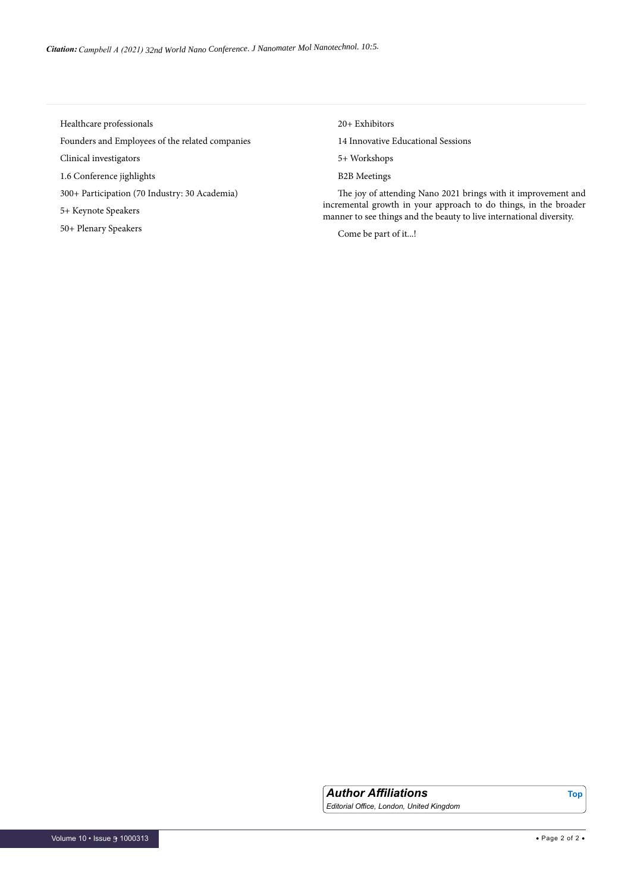Healthcare professionals

Founders and Employees of the related companies

Clinical investigators

1.6 Conference jighlights

300+ Participation (70 Industry: 30 Academia)

5+ Keynote Speakers

50+ Plenary Speakers

20+ Exhibitors

14 Innovative Educational Sessions

5+ Workshops

B2B Meetings

The joy of attending Nano 2021 brings with it improvement and incremental growth in your approach to do things, in the broader manner to see things and the beauty to live international diversity.

Come be part of it...!

## *Author Affiliations*

*Editorial Office, London, United Kingdom*